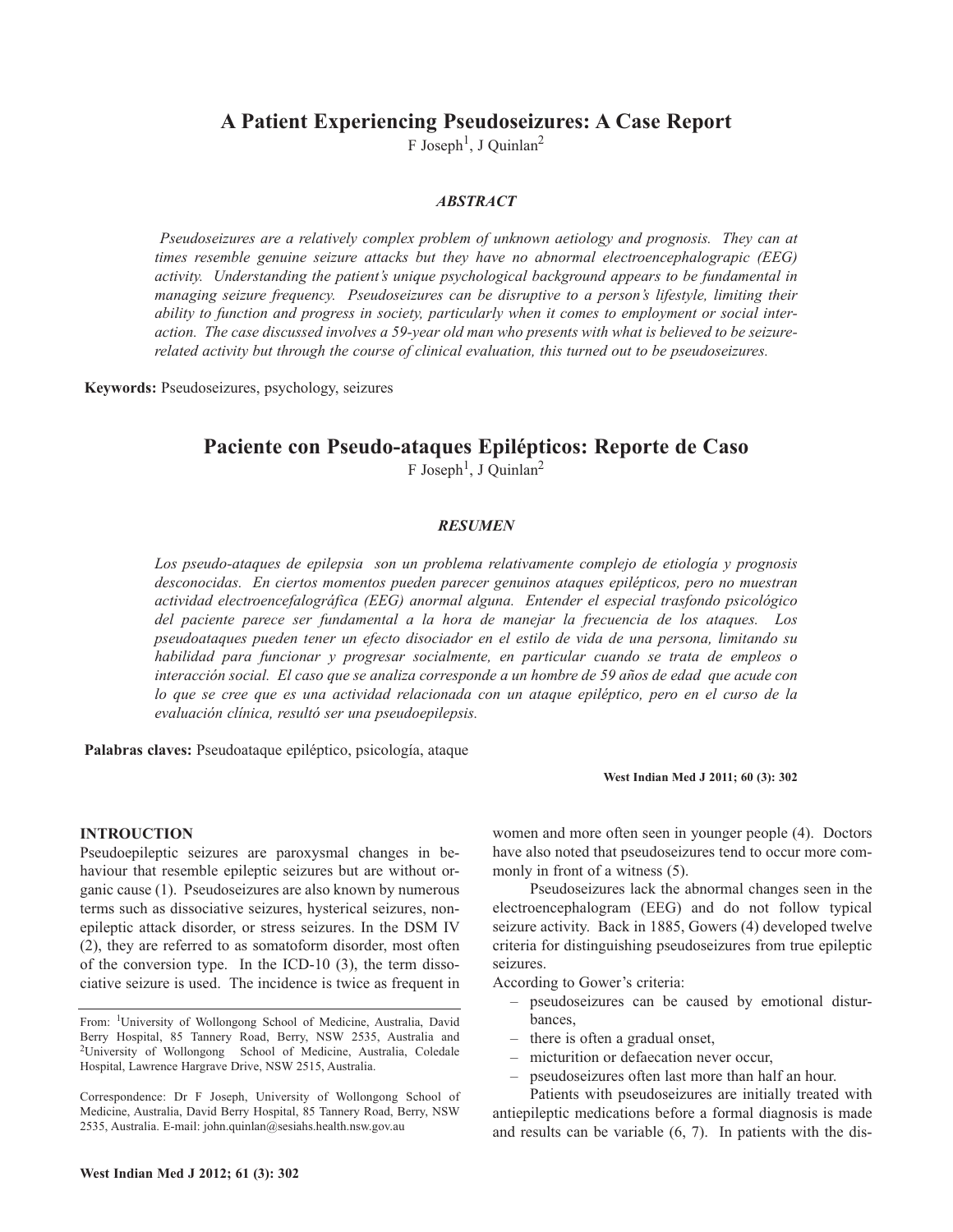# A Patient Experiencing Pseudoseizures: A Case Report

F Joseph[1], J Quinlan[2]

### *ABSTRACT*

*Pseudoseizures are a relatively complex problem of unknown aetiology and prognosis. They can at times resemble genuine seizure attacks but they have no abnormal electroencephalograpic (EEG) activity. Understanding the patient's unique psychological background appears to be fundamental in managing seizure frequency. Pseudoseizures can be disruptive to a person's lifestyle, limiting their ability to function and progress in society, particularly when it comes to employment or social interaction. The case discussed involves a 59-year old man who presents with what is believed to be seizure-related activity but through the course of clinical evaluation, this turned out to be pseudoseizures.*

**Keywords:** Pseudoseizures, psychology, seizures

# Paciente con Pseudo-ataques Epilépticos: Reporte de Caso

F Joseph[1], J Quinlan[2]

### *RESUMEN*

*Los pseudo-ataques de epilepsia son un problema relativamente complejo de etiología y prognosis desconocidas. En ciertos momentos pueden parecer genuinos ataques epilépticos, pero no muestran actividad electroencefalográfica (EEG) anormal alguna. Entender el especial trasfondo psicológico del paciente parece ser fundamental a la hora de manejar la frecuencia de los ataques. Los pseudoataques pueden tener un efecto disociador en el estilo de vida de una persona, limitando su habilidad para funcionar y progresar socialmente, en particular cuando se trata de empleos o interacción social. El caso que se analiza corresponde a un hombre de 59 años de edad que acude con lo que se cree que es una actividad relacionada con un ataque epiléptico, pero en el curso de la evaluación clínica, resultó ser una pseudoepilepsia.*

**Palabras claves:** Pseudoataque epiléptico, psicología, ataque

**West Indian Med J 2011; 60 (3): 302**

## INTRODUCTION

Pseudoepileptic seizures are paroxysmal changes in behaviour that resemble epileptic seizures but are without organic cause (1). Pseudoseizures are also known by numerous terms such as dissociative seizures, hysterical seizures, non-epileptic attack disorder, or stress seizures. In the DSM IV (2), they are referred to as somatoform disorder, most often of the conversion type. In the ICD-10 (3), the term dissociative seizure is used. The incidence is twice as frequent in women and more often seen in younger people (4). Doctors have also noted that pseudoseizures tend to occur more commonly in front of a witness (5).

Pseudoseizures lack the abnormal changes seen in the electroencephalogram (EEG) and do not follow typical seizure activity. Back in 1885, Gowers (4) developed twelve criteria for distinguishing pseudoseizures from true epileptic seizures.

According to Gower's criteria:

- pseudoseizures can be caused by emotional disturbances,
- there is often a gradual onset,
- micturition or defaecation never occur,
- pseudoseizures often last more than half an hour.

Patients with pseudoseizures are initially treated with antiepileptic medications before a formal diagnosis is made and results can be variable (6, 7). In patients with the dis-

From: [1]University of Wollongong School of Medicine, Australia, David Berry Hospital, 85 Tannery Road, Berry, NSW 2535, Australia and [2]University of Wollongong School of Medicine, Australia, Coledale Hospital, Lawrence Hargrave Drive, NSW 2515, Australia.

Correspondence: Dr F Joseph, University of Wollongong School of Medicine, Australia, David Berry Hospital, 85 Tannery Road, Berry, NSW 2535, Australia. E-mail: john.quinlan@sesiahs.health.nsw.gov.au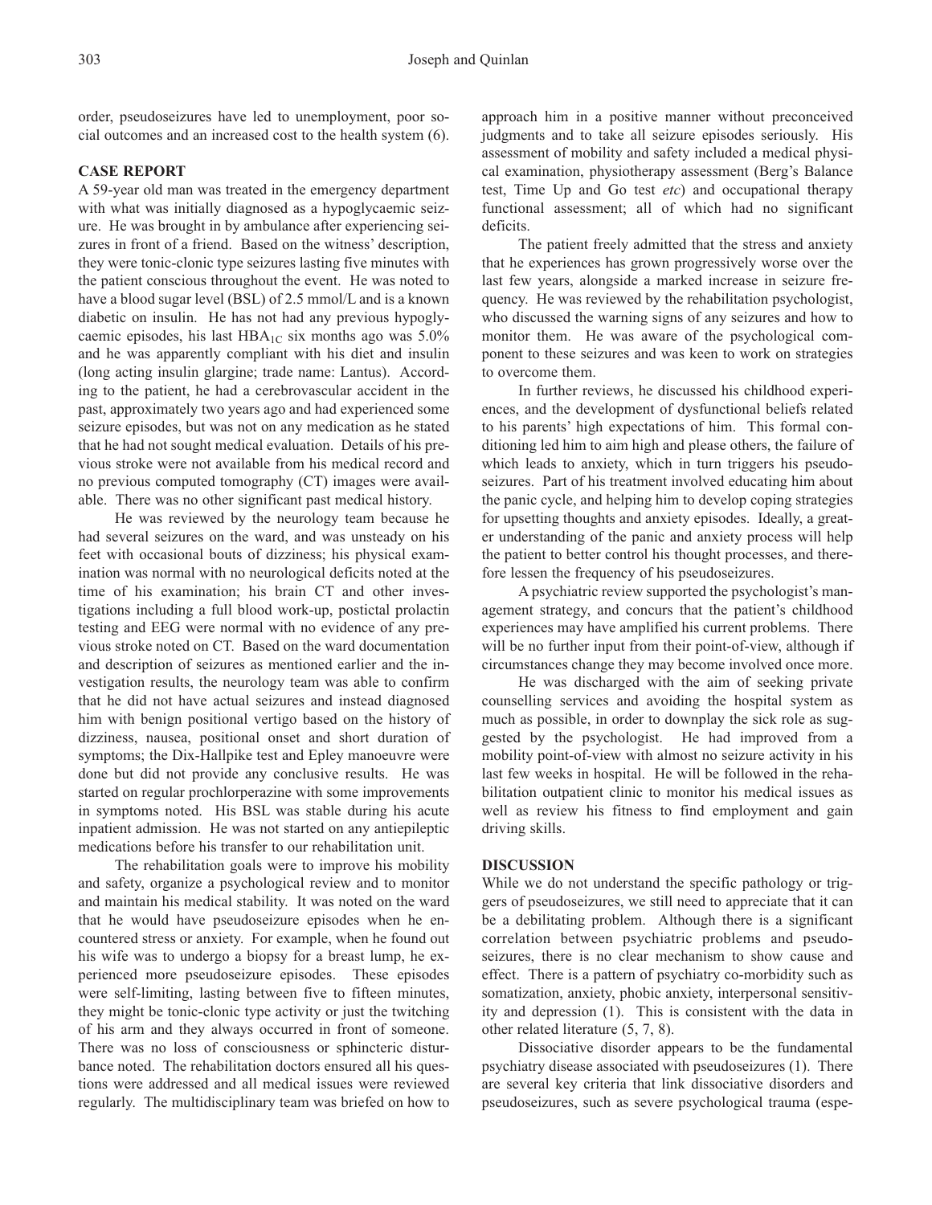order, pseudoseizures have led to unemployment, poor social outcomes and an increased cost to the health system (6).

## CASE REPORT

A 59-year old man was treated in the emergency department with what was initially diagnosed as a hypoglycaemic seizure. He was brought in by ambulance after experiencing seizures in front of a friend. Based on the witness' description, they were tonic-clonic type seizures lasting five minutes with the patient conscious throughout the event. He was noted to have a blood sugar level (BSL) of 2.5 mmol/L and is a known diabetic on insulin. He has not had any previous hypoglycaemic episodes, his last $HBA_{1C}$ six months ago was 5.0% and he was apparently compliant with his diet and insulin (long acting insulin glargine; trade name: Lantus). According to the patient, he had a cerebrovascular accident in the past, approximately two years ago and had experienced some seizure episodes, but was not on any medication as he stated that he had not sought medical evaluation. Details of his previous stroke were not available from his medical record and no previous computed tomography (CT) images were available. There was no other significant past medical history.

He was reviewed by the neurology team because he had several seizures on the ward, and was unsteady on his feet with occasional bouts of dizziness; his physical examination was normal with no neurological deficits noted at the time of his examination; his brain CT and other investigations including a full blood work-up, postictal prolactin testing and EEG were normal with no evidence of any previous stroke noted on CT. Based on the ward documentation and description of seizures as mentioned earlier and the investigation results, the neurology team was able to confirm that he did not have actual seizures and instead diagnosed him with benign positional vertigo based on the history of dizziness, nausea, positional onset and short duration of symptoms; the Dix-Hallpike test and Epley manoeuvre were done but did not provide any conclusive results. He was started on regular prochlorperazine with some improvements in symptoms noted. His BSL was stable during his acute inpatient admission. He was not started on any antiepileptic medications before his transfer to our rehabilitation unit.

The rehabilitation goals were to improve his mobility and safety, organize a psychological review and to monitor and maintain his medical stability. It was noted on the ward that he would have pseudoseizure episodes when he encountered stress or anxiety. For example, when he found out his wife was to undergo a biopsy for a breast lump, he experienced more pseudoseizure episodes. These episodes were self-limiting, lasting between five to fifteen minutes, they might be tonic-clonic type activity or just the twitching of his arm and they always occurred in front of someone. There was no loss of consciousness or sphincteric disturbance noted. The rehabilitation doctors ensured all his questions were addressed and all medical issues were reviewed regularly. The multidisciplinary team was briefed on how to approach him in a positive manner without preconceived judgments and to take all seizure episodes seriously. His assessment of mobility and safety included a medical physical examination, physiotherapy assessment (Berg's Balance test, Time Up and Go test *etc*) and occupational therapy functional assessment; all of which had no significant deficits.

The patient freely admitted that the stress and anxiety that he experiences has grown progressively worse over the last few years, alongside a marked increase in seizure frequency. He was reviewed by the rehabilitation psychologist, who discussed the warning signs of any seizures and how to monitor them. He was aware of the psychological component to these seizures and was keen to work on strategies to overcome them.

In further reviews, he discussed his childhood experiences, and the development of dysfunctional beliefs related to his parents' high expectations of him. This formal conditioning led him to aim high and please others, the failure of which leads to anxiety, which in turn triggers his pseudoseizures. Part of his treatment involved educating him about the panic cycle, and helping him to develop coping strategies for upsetting thoughts and anxiety episodes. Ideally, a greater understanding of the panic and anxiety process will help the patient to better control his thought processes, and therefore lessen the frequency of his pseudoseizures.

A psychiatric review supported the psychologist's management strategy, and concurs that the patient's childhood experiences may have amplified his current problems. There will be no further input from their point-of-view, although if circumstances change they may become involved once more.

He was discharged with the aim of seeking private counselling services and avoiding the hospital system as much as possible, in order to downplay the sick role as suggested by the psychologist. He had improved from a mobility point-of-view with almost no seizure activity in his last few weeks in hospital. He will be followed in the rehabilitation outpatient clinic to monitor his medical issues as well as review his fitness to find employment and gain driving skills.

## DISCUSSION

While we do not understand the specific pathology or triggers of pseudoseizures, we still need to appreciate that it can be a debilitating problem. Although there is a significant correlation between psychiatric problems and pseudoseizures, there is no clear mechanism to show cause and effect. There is a pattern of psychiatry co-morbidity such as somatization, anxiety, phobic anxiety, interpersonal sensitivity and depression (1). This is consistent with the data in other related literature (5, 7, 8).

Dissociative disorder appears to be the fundamental psychiatry disease associated with pseudoseizures (1). There are several key criteria that link dissociative disorders and pseudoseizures, such as severe psychological trauma (espe-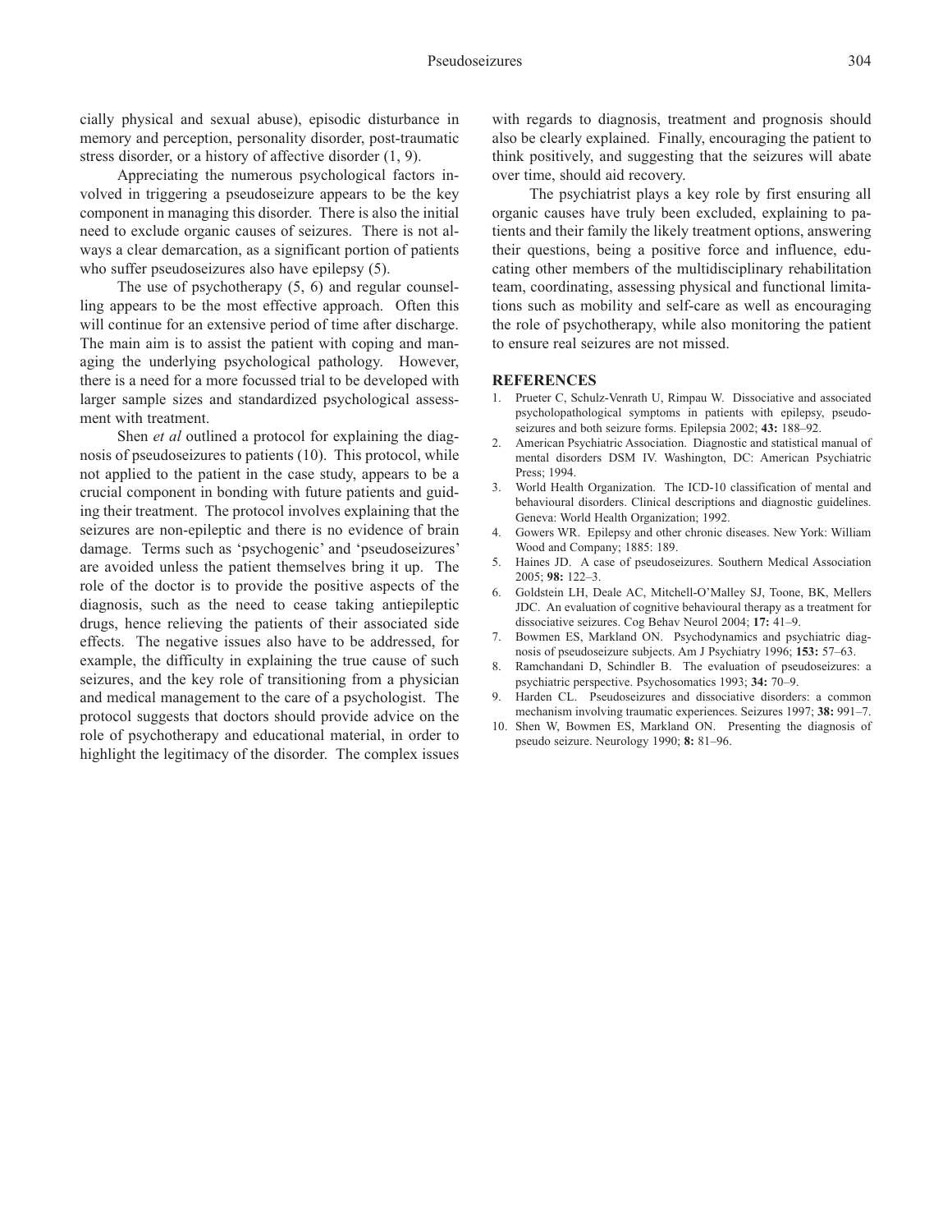cially physical and sexual abuse), episodic disturbance in memory and perception, personality disorder, post-traumatic stress disorder, or a history of affective disorder (1, 9).

Appreciating the numerous psychological factors involved in triggering a pseudoseizure appears to be the key component in managing this disorder. There is also the initial need to exclude organic causes of seizures. There is not always a clear demarcation, as a significant portion of patients who suffer pseudoseizures also have epilepsy (5).

The use of psychotherapy (5, 6) and regular counselling appears to be the most effective approach. Often this will continue for an extensive period of time after discharge. The main aim is to assist the patient with coping and managing the underlying psychological pathology. However, there is a need for a more focussed trial to be developed with larger sample sizes and standardized psychological assessment with treatment.

Shen *et al* outlined a protocol for explaining the diagnosis of pseudoseizures to patients (10). This protocol, while not applied to the patient in the case study, appears to be a crucial component in bonding with future patients and guiding their treatment. The protocol involves explaining that the seizures are non-epileptic and there is no evidence of brain damage. Terms such as 'psychogenic' and 'pseudoseizures' are avoided unless the patient themselves bring it up. The role of the doctor is to provide the positive aspects of the diagnosis, such as the need to cease taking antiepileptic drugs, hence relieving the patients of their associated side effects. The negative issues also have to be addressed, for example, the difficulty in explaining the true cause of such seizures, and the key role of transitioning from a physician and medical management to the care of a psychologist. The protocol suggests that doctors should provide advice on the role of psychotherapy and educational material, in order to highlight the legitimacy of the disorder. The complex issues with regards to diagnosis, treatment and prognosis should also be clearly explained. Finally, encouraging the patient to think positively, and suggesting that the seizures will abate over time, should aid recovery.

The psychiatrist plays a key role by first ensuring all organic causes have truly been excluded, explaining to patients and their family the likely treatment options, answering their questions, being a positive force and influence, educating other members of the multidisciplinary rehabilitation team, coordinating, assessing physical and functional limitations such as mobility and self-care as well as encouraging the role of psychotherapy, while also monitoring the patient to ensure real seizures are not missed.

## REFERENCES

1. Prueter C, Schulz-Venrath U, Rimpau W. Dissociative and associated psycholopathological symptoms in patients with epilepsy, pseudoseizures and both seizure forms. Epilepsia 2002; **43:** 188–92.
2. American Psychiatric Association. Diagnostic and statistical manual of mental disorders DSM IV. Washington, DC: American Psychiatric Press; 1994.
3. World Health Organization. The ICD-10 classification of mental and behavioural disorders. Clinical descriptions and diagnostic guidelines. Geneva: World Health Organization; 1992.
4. Gowers WR. Epilepsy and other chronic diseases. New York: William Wood and Company; 1885: 189.
5. Haines JD. A case of pseudoseizures. Southern Medical Association 2005; **98:** 122–3.
6. Goldstein LH, Deale AC, Mitchell-O'Malley SJ, Toone, BK, Mellers JDC. An evaluation of cognitive behavioural therapy as a treatment for dissociative seizures. Cog Behav Neurol 2004; **17:** 41–9.
7. Bowmen ES, Markland ON. Psychodynamics and psychiatric diagnosis of pseudoseizure subjects. Am J Psychiatry 1996; **153:** 57–63.
8. Ramchandani D, Schindler B. The evaluation of pseudoseizures: a psychiatric perspective. Psychosomatics 1993; **34:** 70–9.
9. Harden CL. Pseudoseizures and dissociative disorders: a common mechanism involving traumatic experiences. Seizures 1997; **38:** 991–7.
10. Shen W, Bowmen ES, Markland ON. Presenting the diagnosis of pseudo seizure. Neurology 1990; **8:** 81–96.